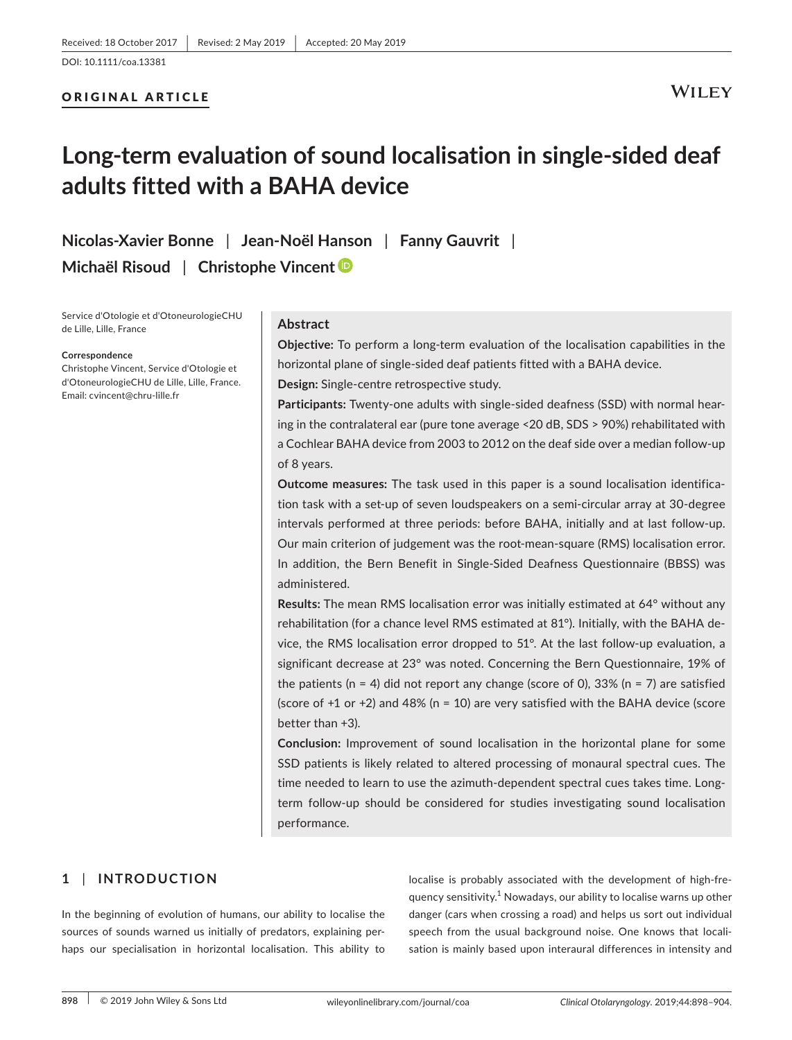Received: 18 October 2017 | Revised: 2 May 2019 | Accepted: 20 May 2019

DOI: 10.1111/coa.13381

ORIGINAL ARTICLE

# Long-term evaluation of sound localisation in single-sided deaf adults fitted with a BAHA device

**Nicolas-Xavier Bonne | Jean-Noël Hanson | Fanny Gauvrit | Michaël Risoud | Christophe Vincent**

Service d'Otologie et d'OtoneurologieCHU de Lille, Lille, France

**Correspondence**
Christophe Vincent, Service d'Otologie et d'OtoneurologieCHU de Lille, Lille, France.
Email: cvincent@chru-lille.fr

## Abstract

**Objective:** To perform a long-term evaluation of the localisation capabilities in the horizontal plane of single-sided deaf patients fitted with a BAHA device.

**Design:** Single-centre retrospective study.

**Participants:** Twenty-one adults with single-sided deafness (SSD) with normal hearing in the contralateral ear (pure tone average <20 dB, SDS > 90%) rehabilitated with a Cochlear BAHA device from 2003 to 2012 on the deaf side over a median follow-up of 8 years.

**Outcome measures:** The task used in this paper is a sound localisation identification task with a set-up of seven loudspeakers on a semi-circular array at 30-degree intervals performed at three periods: before BAHA, initially and at last follow-up. Our main criterion of judgement was the root-mean-square (RMS) localisation error. In addition, the Bern Benefit in Single-Sided Deafness Questionnaire (BBSS) was administered.

**Results:** The mean RMS localisation error was initially estimated at 64° without any rehabilitation (for a chance level RMS estimated at 81°). Initially, with the BAHA device, the RMS localisation error dropped to 51°. At the last follow-up evaluation, a significant decrease at 23° was noted. Concerning the Bern Questionnaire, 19% of the patients (n = 4) did not report any change (score of 0), 33% (n = 7) are satisfied (score of +1 or +2) and 48% (n = 10) are very satisfied with the BAHA device (score better than +3).

**Conclusion:** Improvement of sound localisation in the horizontal plane for some SSD patients is likely related to altered processing of monaural spectral cues. The time needed to learn to use the azimuth-dependent spectral cues takes time. Long-term follow-up should be considered for studies investigating sound localisation performance.

## 1 | INTRODUCTION

In the beginning of evolution of humans, our ability to localise the sources of sounds warned us initially of predators, explaining perhaps our specialisation in horizontal localisation. This ability to localise is probably associated with the development of high-frequency sensitivity.[1] Nowadays, our ability to localise warns up other danger (cars when crossing a road) and helps us sort out individual speech from the usual background noise. One knows that localisation is mainly based upon interaural differences in intensity and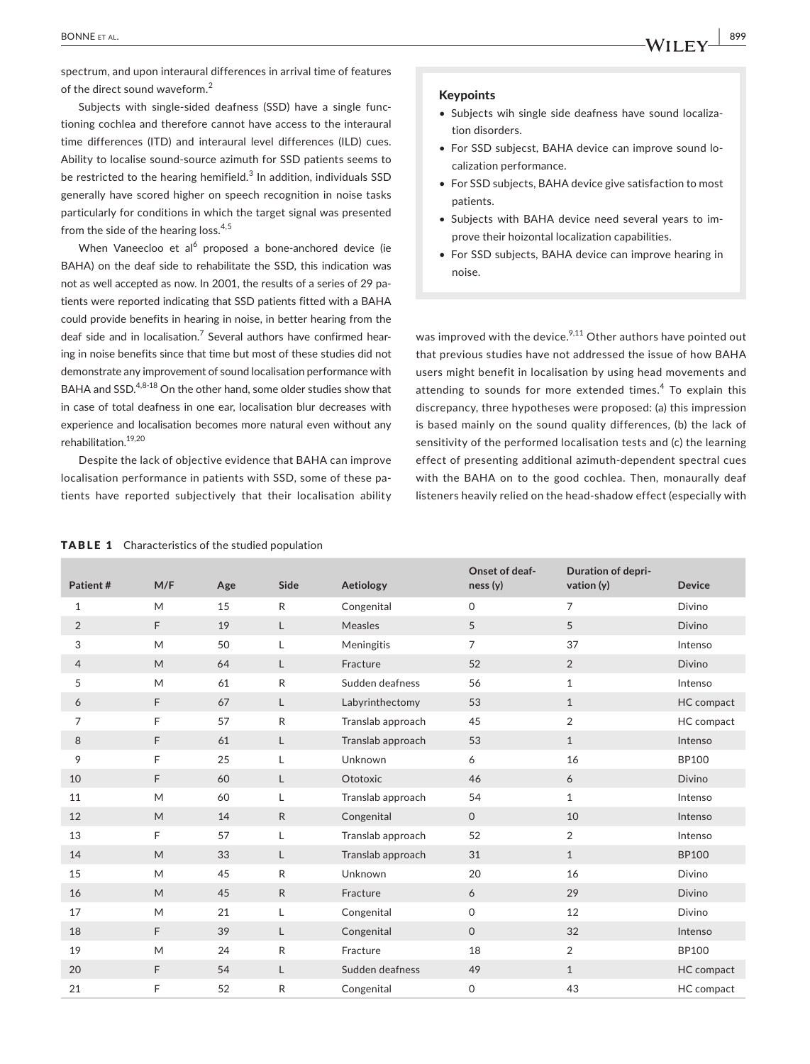spectrum, and upon interaural differences in arrival time of features of the direct sound waveform.[2]

Subjects with single-sided deafness (SSD) have a single functioning cochlea and therefore cannot have access to the interaural time differences (ITD) and interaural level differences (ILD) cues. Ability to localise sound-source azimuth for SSD patients seems to be restricted to the hearing hemifield.[3] In addition, individuals SSD generally have scored higher on speech recognition in noise tasks particularly for conditions in which the target signal was presented from the side of the hearing loss.[4,5]

When Vaneecloo et al[6] proposed a bone-anchored device (ie BAHA) on the deaf side to rehabilitate the SSD, this indication was not as well accepted as now. In 2001, the results of a series of 29 patients were reported indicating that SSD patients fitted with a BAHA could provide benefits in hearing in noise, in better hearing from the deaf side and in localisation.[7] Several authors have confirmed hearing in noise benefits since that time but most of these studies did not demonstrate any improvement of sound localisation performance with BAHA and SSD.[4,8-18] On the other hand, some older studies show that in case of total deafness in one ear, localisation blur decreases with experience and localisation becomes more natural even without any rehabilitation.[19,20]

Despite the lack of objective evidence that BAHA can improve localisation performance in patients with SSD, some of these patients have reported subjectively that their localisation ability was improved with the device.[9,11] Other authors have pointed out that previous studies have not addressed the issue of how BAHA users might benefit in localisation by using head movements and attending to sounds for more extended times.[4] To explain this discrepancy, three hypotheses were proposed: (a) this impression is based mainly on the sound quality differences, (b) the lack of sensitivity of the performed localisation tests and (c) the learning effect of presenting additional azimuth-dependent spectral cues with the BAHA on to the good cochlea. Then, monaurally deaf listeners heavily relied on the head-shadow effect (especially with

### Keypoints

- Subjects wih single side deafness have sound localization disorders.
- For SSD subjecst, BAHA device can improve sound localization performance.
- For SSD subjects, BAHA device give satisfaction to most patients.
- Subjects with BAHA device need several years to improve their hoizontal localization capabilities.
- For SSD subjects, BAHA device can improve hearing in noise.

**TABLE 1** Characteristics of the studied population

| Patient # | M/F | Age | Side | Aetiology | Onset of deafness (y) | Duration of deprivation (y) | Device |
|---|---|---|---|---|---|---|---|
| 1 | M | 15 | R | Congenital | 0 | 7 | Divino |
| 2 | F | 19 | L | Measles | 5 | 5 | Divino |
| 3 | M | 50 | L | Meningitis | 7 | 37 | Intenso |
| 4 | M | 64 | L | Fracture | 52 | 2 | Divino |
| 5 | M | 61 | R | Sudden deafness | 56 | 1 | Intenso |
| 6 | F | 67 | L | Labyrinthectomy | 53 | 1 | HC compact |
| 7 | F | 57 | R | Translab approach | 45 | 2 | HC compact |
| 8 | F | 61 | L | Translab approach | 53 | 1 | Intenso |
| 9 | F | 25 | L | Unknown | 6 | 16 | BP100 |
| 10 | F | 60 | L | Ototoxic | 46 | 6 | Divino |
| 11 | M | 60 | L | Translab approach | 54 | 1 | Intenso |
| 12 | M | 14 | R | Congenital | 0 | 10 | Intenso |
| 13 | F | 57 | L | Translab approach | 52 | 2 | Intenso |
| 14 | M | 33 | L | Translab approach | 31 | 1 | BP100 |
| 15 | M | 45 | R | Unknown | 20 | 16 | Divino |
| 16 | M | 45 | R | Fracture | 6 | 29 | Divino |
| 17 | M | 21 | L | Congenital | 0 | 12 | Divino |
| 18 | F | 39 | L | Congenital | 0 | 32 | Intenso |
| 19 | M | 24 | R | Fracture | 18 | 2 | BP100 |
| 20 | F | 54 | L | Sudden deafness | 49 | 1 | HC compact |
| 21 | F | 52 | R | Congenital | 0 | 43 | HC compact |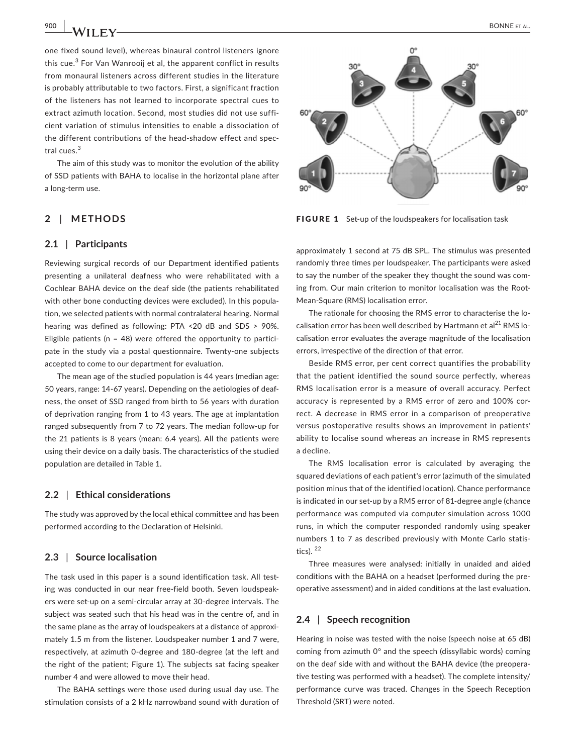one fixed sound level), whereas binaural control listeners ignore this cue.[3] For Van Wanrooij et al, the apparent conflict in results from monaural listeners across different studies in the literature is probably attributable to two factors. First, a significant fraction of the listeners has not learned to incorporate spectral cues to extract azimuth location. Second, most studies did not use sufficient variation of stimulus intensities to enable a dissociation of the different contributions of the head-shadow effect and spectral cues.[3]

The aim of this study was to monitor the evolution of the ability of SSD patients with BAHA to localise in the horizontal plane after a long-term use.

## 2 | METHODS

### 2.1 | Participants

Reviewing surgical records of our Department identified patients presenting a unilateral deafness who were rehabilitated with a Cochlear BAHA device on the deaf side (the patients rehabilitated with other bone conducting devices were excluded). In this population, we selected patients with normal contralateral hearing. Normal hearing was defined as following: PTA <20 dB and SDS > 90%. Eligible patients (n = 48) were offered the opportunity to participate in the study via a postal questionnaire. Twenty-one subjects accepted to come to our department for evaluation.

The mean age of the studied population is 44 years (median age: 50 years, range: 14-67 years). Depending on the aetiologies of deafness, the onset of SSD ranged from birth to 56 years with duration of deprivation ranging from 1 to 43 years. The age at implantation ranged subsequently from 7 to 72 years. The median follow-up for the 21 patients is 8 years (mean: 6.4 years). All the patients were using their device on a daily basis. The characteristics of the studied population are detailed in Table 1.

### 2.2 | Ethical considerations

The study was approved by the local ethical committee and has been performed according to the Declaration of Helsinki.

### 2.3 | Source localisation

The task used in this paper is a sound identification task. All testing was conducted in our near free-field booth. Seven loudspeakers were set-up on a semi-circular array at 30-degree intervals. The subject was seated such that his head was in the centre of, and in the same plane as the array of loudspeakers at a distance of approximately 1.5 m from the listener. Loudspeaker number 1 and 7 were, respectively, at azimuth 0-degree and 180-degree (at the left and the right of the patient; Figure 1). The subjects sat facing speaker number 4 and were allowed to move their head.

The BAHA settings were those used during usual day use. The stimulation consists of a 2 kHz narrowband sound with duration of approximately 1 second at 75 dB SPL. The stimulus was presented randomly three times per loudspeaker. The participants were asked to say the number of the speaker they thought the sound was coming from. Our main criterion to monitor localisation was the Root-Mean-Square (RMS) localisation error.

**FIGURE 1** Set-up of the loudspeakers for localisation task

The rationale for choosing the RMS error to characterise the localisation error has been well described by Hartmann et al[21] RMS localisation error evaluates the average magnitude of the localisation errors, irrespective of the direction of that error.

Beside RMS error, per cent correct quantifies the probability that the patient identified the sound source perfectly, whereas RMS localisation error is a measure of overall accuracy. Perfect accuracy is represented by a RMS error of zero and 100% correct. A decrease in RMS error in a comparison of preoperative versus postoperative results shows an improvement in patients' ability to localise sound whereas an increase in RMS represents a decline.

The RMS localisation error is calculated by averaging the squared deviations of each patient's error (azimuth of the simulated position minus that of the identified location). Chance performance is indicated in our set-up by a RMS error of 81-degree angle (chance performance was computed via computer simulation across 1000 runs, in which the computer responded randomly using speaker numbers 1 to 7 as described previously with Monte Carlo statistics).[22]

Three measures were analysed: initially in unaided and aided conditions with the BAHA on a headset (performed during the preoperative assessment) and in aided conditions at the last evaluation.

### 2.4 | Speech recognition

Hearing in noise was tested with the noise (speech noise at 65 dB) coming from azimuth 0° and the speech (dissyllabic words) coming on the deaf side with and without the BAHA device (the preoperative testing was performed with a headset). The complete intensity/performance curve was traced. Changes in the Speech Reception Threshold (SRT) were noted.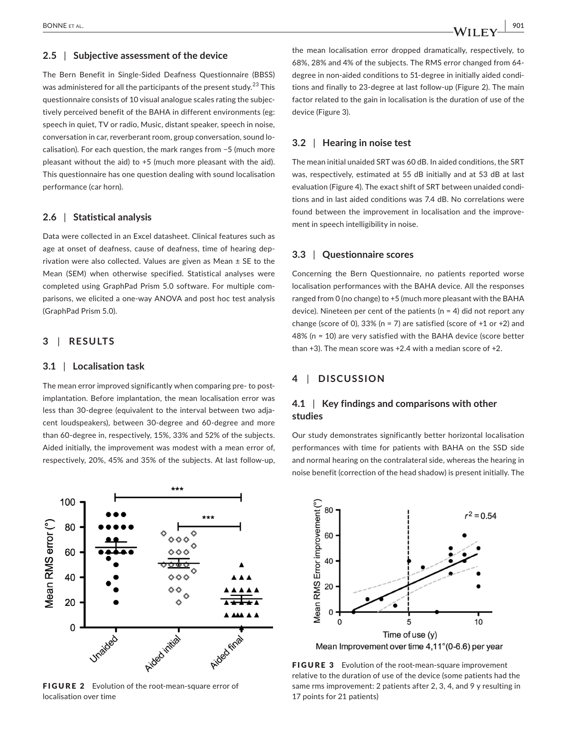### 2.5 | Subjective assessment of the device

The Bern Benefit in Single-Sided Deafness Questionnaire (BBSS) was administered for all the participants of the present study.[23] This questionnaire consists of 10 visual analogue scales rating the subjectively perceived benefit of the BAHA in different environments (eg: speech in quiet, TV or radio, Music, distant speaker, speech in noise, conversation in car, reverberant room, group conversation, sound localisation). For each question, the mark ranges from −5 (much more pleasant without the aid) to +5 (much more pleasant with the aid). This questionnaire has one question dealing with sound localisation performance (car horn).

### 2.6 | Statistical analysis

Data were collected in an Excel datasheet. Clinical features such as age at onset of deafness, cause of deafness, time of hearing deprivation were also collected. Values are given as Mean ± SE to the Mean (SEM) when otherwise specified. Statistical analyses were completed using GraphPad Prism 5.0 software. For multiple comparisons, we elicited a one-way ANOVA and post hoc test analysis (GraphPad Prism 5.0).

## 3 | RESULTS

### 3.1 | Localisation task

The mean error improved significantly when comparing pre- to post-implantation. Before implantation, the mean localisation error was less than 30-degree (equivalent to the interval between two adjacent loudspeakers) between 30-degree and 60-degree and more than 60-degree in, respectively, 15%, 33% and 52% of the subjects. Aided initially, the improvement was modest with a mean error of, respectively, 20%, 45% and 35% of the subjects. At last follow-up, the mean localisation error dropped dramatically, respectively, to 68%, 28% and 4% of the subjects. The RMS error changed from 64-degree in non-aided conditions to 51-degree in initially aided conditions and finally to 23-degree at last follow-up (Figure 2). The main factor related to the gain in localisation is the duration of use of the device (Figure 3).

FIGURE 2 Evolution of the root-mean-square error of localisation over time

FIGURE 3 Evolution of the root-mean-square improvement relative to the duration of use of the device (some patients had the same rms improvement: 2 patients after 2, 3, 4, and 9 y resulting in 17 points for 21 patients)

### 3.2 | Hearing in noise test

The mean initial unaided SRT was 60 dB. In aided conditions, the SRT was, respectively, estimated at 55 dB initially and at 53 dB at last evaluation (Figure 4). The exact shift of SRT between unaided conditions and in last aided conditions was 7.4 dB. No correlations were found between the improvement in localisation and the improvement in speech intelligibility in noise.

### 3.3 | Questionnaire scores

Concerning the Bern Questionnaire, no patients reported worse localisation performances with the BAHA device. All the responses ranged from 0 (no change) to +5 (much more pleasant with the BAHA device). Nineteen per cent of the patients (n = 4) did not report any change (score of 0), 33% (n = 7) are satisfied (score of +1 or +2) and 48% (n = 10) are very satisfied with the BAHA device (score better than +3). The mean score was +2.4 with a median score of +2.

## 4 | DISCUSSION

### 4.1 | Key findings and comparisons with other studies

Our study demonstrates significantly better horizontal localisation performances with time for patients with BAHA on the SSD side and normal hearing on the contralateral side, whereas the hearing in noise benefit (correction of the head shadow) is present initially. The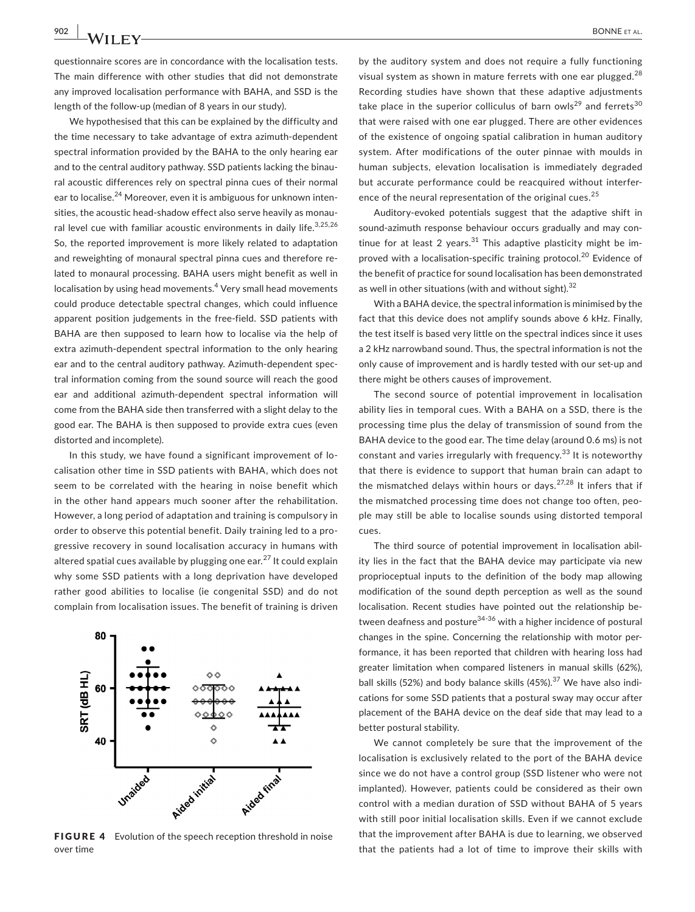questionnaire scores are in concordance with the localisation tests. The main difference with other studies that did not demonstrate any improved localisation performance with BAHA, and SSD is the length of the follow-up (median of 8 years in our study).

We hypothesised that this can be explained by the difficulty and the time necessary to take advantage of extra azimuth-dependent spectral information provided by the BAHA to the only hearing ear and to the central auditory pathway. SSD patients lacking the binaural acoustic differences rely on spectral pinna cues of their normal ear to localise.[24] Moreover, even it is ambiguous for unknown intensities, the acoustic head-shadow effect also serve heavily as monaural level cue with familiar acoustic environments in daily life.[3,25,26] So, the reported improvement is more likely related to adaptation and reweighting of monaural spectral pinna cues and therefore related to monaural processing. BAHA users might benefit as well in localisation by using head movements.[4] Very small head movements could produce detectable spectral changes, which could influence apparent position judgements in the free-field. SSD patients with BAHA are then supposed to learn how to localise via the help of extra azimuth-dependent spectral information to the only hearing ear and to the central auditory pathway. Azimuth-dependent spectral information coming from the sound source will reach the good ear and additional azimuth-dependent spectral information will come from the BAHA side then transferred with a slight delay to the good ear. The BAHA is then supposed to provide extra cues (even distorted and incomplete).

In this study, we have found a significant improvement of localisation other time in SSD patients with BAHA, which does not seem to be correlated with the hearing in noise benefit which in the other hand appears much sooner after the rehabilitation. However, a long period of adaptation and training is compulsory in order to observe this potential benefit. Daily training led to a progressive recovery in sound localisation accuracy in humans with altered spatial cues available by plugging one ear.[27] It could explain why some SSD patients with a long deprivation have developed rather good abilities to localise (ie congenital SSD) and do not complain from localisation issues. The benefit of training is driven by the auditory system and does not require a fully functioning visual system as shown in mature ferrets with one ear plugged.[28] Recording studies have shown that these adaptive adjustments take place in the superior colliculus of barn owls[29] and ferrets[30] that were raised with one ear plugged. There are other evidences of the existence of ongoing spatial calibration in human auditory system. After modifications of the outer pinnae with moulds in human subjects, elevation localisation is immediately degraded but accurate performance could be reacquired without interference of the neural representation of the original cues.[25]

FIGURE 4 Evolution of the speech reception threshold in noise over time

Auditory-evoked potentials suggest that the adaptive shift in sound-azimuth response behaviour occurs gradually and may continue for at least 2 years.[31] This adaptive plasticity might be improved with a localisation-specific training protocol.[20] Evidence of the benefit of practice for sound localisation has been demonstrated as well in other situations (with and without sight).[32]

With a BAHA device, the spectral information is minimised by the fact that this device does not amplify sounds above 6 kHz. Finally, the test itself is based very little on the spectral indices since it uses a 2 kHz narrowband sound. Thus, the spectral information is not the only cause of improvement and is hardly tested with our set-up and there might be others causes of improvement.

The second source of potential improvement in localisation ability lies in temporal cues. With a BAHA on a SSD, there is the processing time plus the delay of transmission of sound from the BAHA device to the good ear. The time delay (around 0.6 ms) is not constant and varies irregularly with frequency.[33] It is noteworthy that there is evidence to support that human brain can adapt to the mismatched delays within hours or days.[27,28] It infers that if the mismatched processing time does not change too often, people may still be able to localise sounds using distorted temporal cues.

The third source of potential improvement in localisation ability lies in the fact that the BAHA device may participate via new proprioceptual inputs to the definition of the body map allowing modification of the sound depth perception as well as the sound localisation. Recent studies have pointed out the relationship between deafness and posture[34-36] with a higher incidence of postural changes in the spine. Concerning the relationship with motor performance, it has been reported that children with hearing loss had greater limitation when compared listeners in manual skills (62%), ball skills (52%) and body balance skills (45%).[37] We have also indications for some SSD patients that a postural sway may occur after placement of the BAHA device on the deaf side that may lead to a better postural stability.

We cannot completely be sure that the improvement of the localisation is exclusively related to the port of the BAHA device since we do not have a control group (SSD listener who were not implanted). However, patients could be considered as their own control with a median duration of SSD without BAHA of 5 years with still poor initial localisation skills. Even if we cannot exclude that the improvement after BAHA is due to learning, we observed that the patients had a lot of time to improve their skills with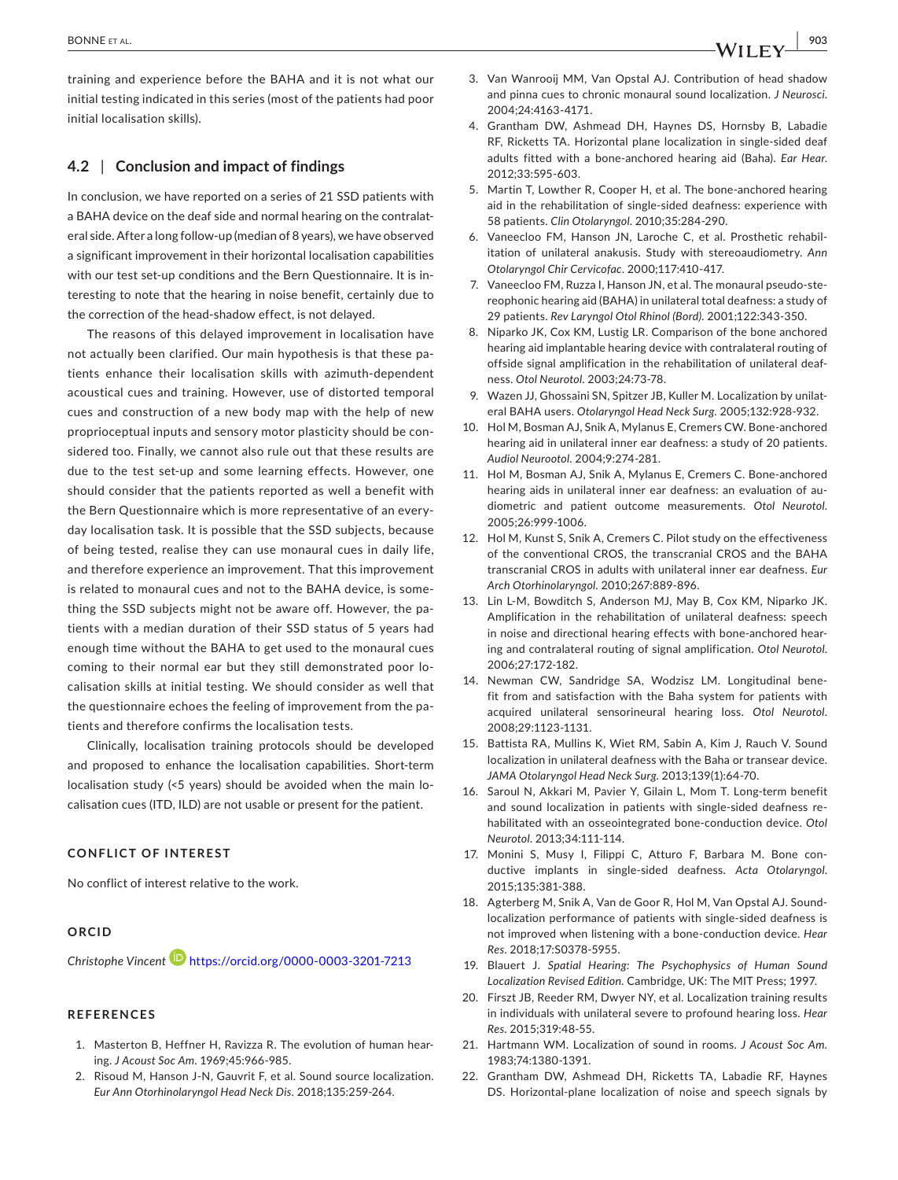training and experience before the BAHA and it is not what our initial testing indicated in this series (most of the patients had poor initial localisation skills).

### 4.2 | Conclusion and impact of findings

In conclusion, we have reported on a series of 21 SSD patients with a BAHA device on the deaf side and normal hearing on the contralateral side. After a long follow-up (median of 8 years), we have observed a significant improvement in their horizontal localisation capabilities with our test set-up conditions and the Bern Questionnaire. It is interesting to note that the hearing in noise benefit, certainly due to the correction of the head-shadow effect, is not delayed.

The reasons of this delayed improvement in localisation have not actually been clarified. Our main hypothesis is that these patients enhance their localisation skills with azimuth-dependent acoustical cues and training. However, use of distorted temporal cues and construction of a new body map with the help of new proprioceptual inputs and sensory motor plasticity should be considered too. Finally, we cannot also rule out that these results are due to the test set-up and some learning effects. However, one should consider that the patients reported as well a benefit with the Bern Questionnaire which is more representative of an everyday localisation task. It is possible that the SSD subjects, because of being tested, realise they can use monaural cues in daily life, and therefore experience an improvement. That this improvement is related to monaural cues and not to the BAHA device, is something the SSD subjects might not be aware off. However, the patients with a median duration of their SSD status of 5 years had enough time without the BAHA to get used to the monaural cues coming to their normal ear but they still demonstrated poor localisation skills at initial testing. We should consider as well that the questionnaire echoes the feeling of improvement from the patients and therefore confirms the localisation tests.

Clinically, localisation training protocols should be developed and proposed to enhance the localisation capabilities. Short-term localisation study (<5 years) should be avoided when the main localisation cues (ITD, ILD) are not usable or present for the patient.

## CONFLICT OF INTEREST

No conflict of interest relative to the work.

## ORCID

*Christophe Vincent* https://orcid.org/0000-0003-3201-7213

## REFERENCES

1. Masterton B, Heffner H, Ravizza R. The evolution of human hearing. *J Acoust Soc Am*. 1969;45:966-985.
2. Risoud M, Hanson J-N, Gauvrit F, et al. Sound source localization. *Eur Ann Otorhinolaryngol Head Neck Dis*. 2018;135:259-264.
3. Van Wanrooij MM, Van Opstal AJ. Contribution of head shadow and pinna cues to chronic monaural sound localization. *J Neurosci*. 2004;24:4163-4171.
4. Grantham DW, Ashmead DH, Haynes DS, Hornsby B, Labadie RF, Ricketts TA. Horizontal plane localization in single-sided deaf adults fitted with a bone-anchored hearing aid (Baha). *Ear Hear*. 2012;33:595-603.
5. Martin T, Lowther R, Cooper H, et al. The bone-anchored hearing aid in the rehabilitation of single-sided deafness: experience with 58 patients. *Clin Otolaryngol*. 2010;35:284-290.
6. Vaneecloo FM, Hanson JN, Laroche C, et al. Prosthetic rehabilitation of unilateral anakusis. Study with stereoaudiometry. *Ann Otolaryngol Chir Cervicofac*. 2000;117:410-417.
7. Vaneecloo FM, Ruzza I, Hanson JN, et al. The monaural pseudo-stereophonic hearing aid (BAHA) in unilateral total deafness: a study of 29 patients. *Rev Laryngol Otol Rhinol (Bord)*. 2001;122:343-350.
8. Niparko JK, Cox KM, Lustig LR. Comparison of the bone anchored hearing aid implantable hearing device with contralateral routing of offside signal amplification in the rehabilitation of unilateral deafness. *Otol Neurotol*. 2003;24:73-78.
9. Wazen JJ, Ghossaini SN, Spitzer JB, Kuller M. Localization by unilateral BAHA users. *Otolaryngol Head Neck Surg*. 2005;132:928-932.
10. Hol M, Bosman AJ, Snik A, Mylanus E, Cremers CW. Bone-anchored hearing aid in unilateral inner ear deafness: a study of 20 patients. *Audiol Neurootol*. 2004;9:274-281.
11. Hol M, Bosman AJ, Snik A, Mylanus E, Cremers C. Bone-anchored hearing aids in unilateral inner ear deafness: an evaluation of audiometric and patient outcome measurements. *Otol Neurotol*. 2005;26:999-1006.
12. Hol M, Kunst S, Snik A, Cremers C. Pilot study on the effectiveness of the conventional CROS, the transcranial CROS and the BAHA transcranial CROS in adults with unilateral inner ear deafness. *Eur Arch Otorhinolaryngol*. 2010;267:889-896.
13. Lin L-M, Bowditch S, Anderson MJ, May B, Cox KM, Niparko JK. Amplification in the rehabilitation of unilateral deafness: speech in noise and directional hearing effects with bone-anchored hearing and contralateral routing of signal amplification. *Otol Neurotol*. 2006;27:172-182.
14. Newman CW, Sandridge SA, Wodzisz LM. Longitudinal benefit from and satisfaction with the Baha system for patients with acquired unilateral sensorineural hearing loss. *Otol Neurotol*. 2008;29:1123-1131.
15. Battista RA, Mullins K, Wiet RM, Sabin A, Kim J, Rauch V. Sound localization in unilateral deafness with the Baha or transear device. *JAMA Otolaryngol Head Neck Surg*. 2013;139(1):64-70.
16. Saroul N, Akkari M, Pavier Y, Gilain L, Mom T. Long-term benefit and sound localization in patients with single-sided deafness rehabilitated with an osseointegrated bone-conduction device. *Otol Neurotol*. 2013;34:111-114.
17. Monini S, Musy I, Filippi C, Atturo F, Barbara M. Bone conductive implants in single-sided deafness. *Acta Otolaryngol*. 2015;135:381-388.
18. Agterberg M, Snik A, Van de Goor R, Hol M, Van Opstal AJ. Sound-localization performance of patients with single-sided deafness is not improved when listening with a bone-conduction device. *Hear Res*. 2018;17:S0378-5955.
19. Blauert J. *Spatial Hearing: The Psychophysics of Human Sound Localization Revised Edition*. Cambridge, UK: The MIT Press; 1997.
20. Firszt JB, Reeder RM, Dwyer NY, et al. Localization training results in individuals with unilateral severe to profound hearing loss. *Hear Res*. 2015;319:48-55.
21. Hartmann WM. Localization of sound in rooms. *J Acoust Soc Am*. 1983;74:1380-1391.
22. Grantham DW, Ashmead DH, Ricketts TA, Labadie RF, Haynes DS. Horizontal-plane localization of noise and speech signals by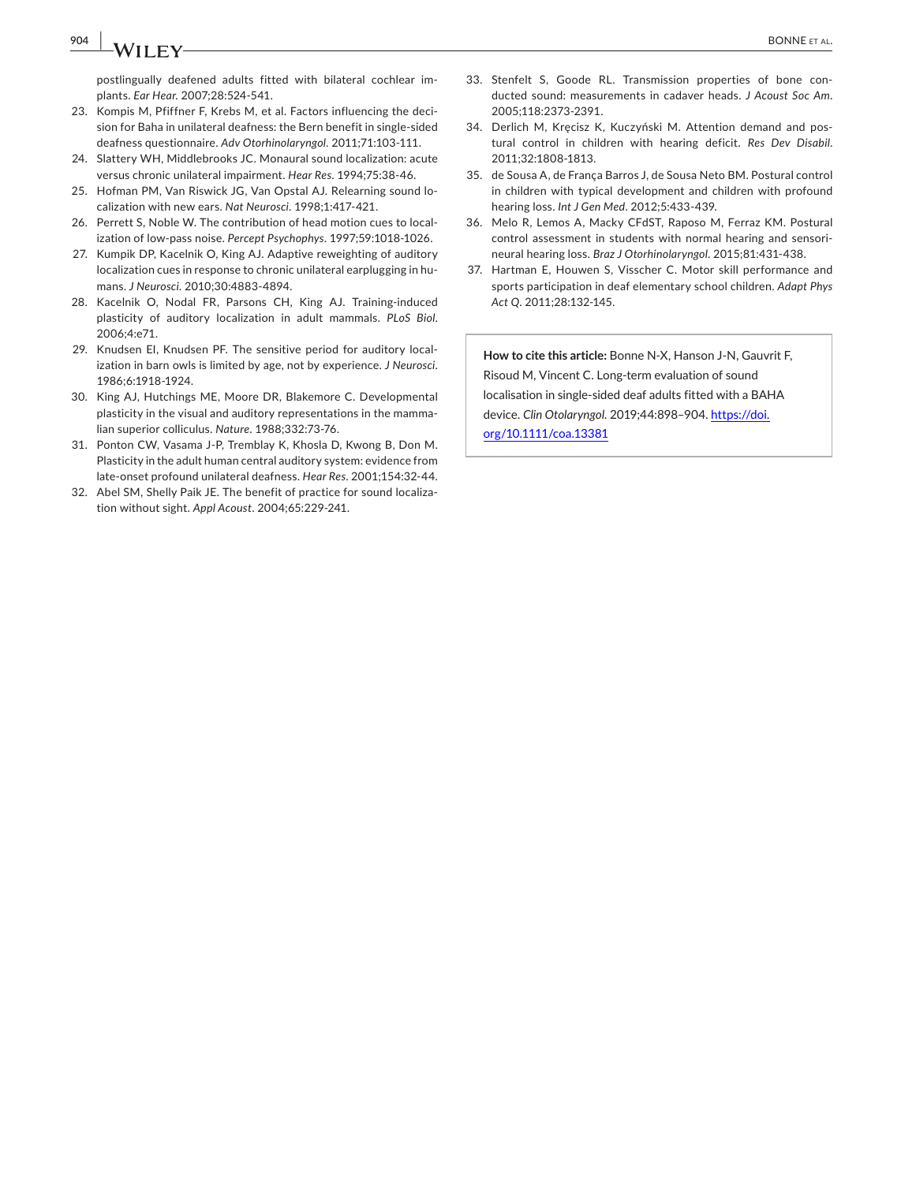postlingually deafened adults fitted with bilateral cochlear implants. *Ear Hear.* 2007;28:524-541.

23. Kompis M, Pfiffner F, Krebs M, et al. Factors influencing the decision for Baha in unilateral deafness: the Bern benefit in single-sided deafness questionnaire. *Adv Otorhinolaryngol.* 2011;71:103-111.
24. Slattery WH, Middlebrooks JC. Monaural sound localization: acute versus chronic unilateral impairment. *Hear Res.* 1994;75:38-46.
25. Hofman PM, Van Riswick JG, Van Opstal AJ. Relearning sound localization with new ears. *Nat Neurosci.* 1998;1:417-421.
26. Perrett S, Noble W. The contribution of head motion cues to localization of low-pass noise. *Percept Psychophys.* 1997;59:1018-1026.
27. Kumpik DP, Kacelnik O, King AJ. Adaptive reweighting of auditory localization cues in response to chronic unilateral earplugging in humans. *J Neurosci.* 2010;30:4883-4894.
28. Kacelnik O, Nodal FR, Parsons CH, King AJ. Training-induced plasticity of auditory localization in adult mammals. *PLoS Biol.* 2006;4:e71.
29. Knudsen EI, Knudsen PF. The sensitive period for auditory localization in barn owls is limited by age, not by experience. *J Neurosci.* 1986;6:1918-1924.
30. King AJ, Hutchings ME, Moore DR, Blakemore C. Developmental plasticity in the visual and auditory representations in the mammalian superior colliculus. *Nature.* 1988;332:73-76.
31. Ponton CW, Vasama J-P, Tremblay K, Khosla D, Kwong B, Don M. Plasticity in the adult human central auditory system: evidence from late-onset profound unilateral deafness. *Hear Res.* 2001;154:32-44.
32. Abel SM, Shelly Paik JE. The benefit of practice for sound localization without sight. *Appl Acoust.* 2004;65:229-241.
33. Stenfelt S, Goode RL. Transmission properties of bone conducted sound: measurements in cadaver heads. *J Acoust Soc Am.* 2005;118:2373-2391.
34. Derlich M, Kręcisz K, Kuczyński M. Attention demand and postural control in children with hearing deficit. *Res Dev Disabil.* 2011;32:1808-1813.
35. de Sousa A, de França Barros J, de Sousa Neto BM. Postural control in children with typical development and children with profound hearing loss. *Int J Gen Med.* 2012;5:433-439.
36. Melo R, Lemos A, Macky CFdST, Raposo M, Ferraz KM. Postural control assessment in students with normal hearing and sensorineural hearing loss. *Braz J Otorhinolaryngol.* 2015;81:431-438.
37. Hartman E, Houwen S, Visscher C. Motor skill performance and sports participation in deaf elementary school children. *Adapt Phys Act Q.* 2011;28:132-145.

**How to cite this article:** Bonne N-X, Hanson J-N, Gauvrit F, Risoud M, Vincent C. Long-term evaluation of sound localisation in single-sided deaf adults fitted with a BAHA device. *Clin Otolaryngol.* 2019;44:898–904. https://doi.org/10.1111/coa.13381